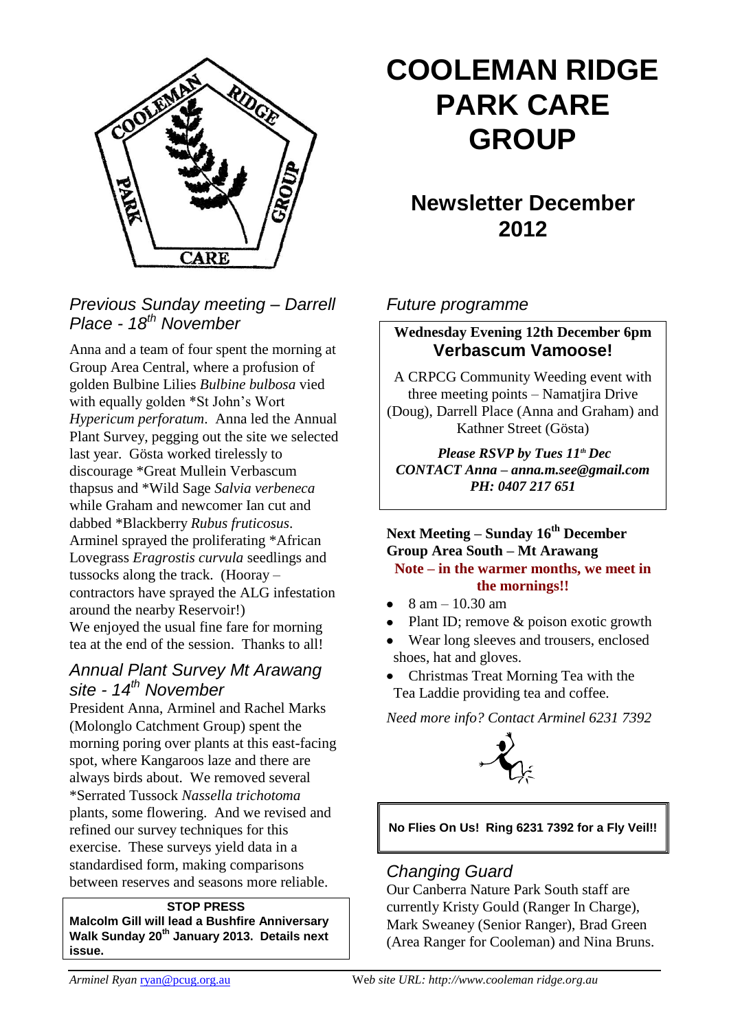# COOLEMAN RIDGE PARK CARE GROUP

## Newsletter December 2012

### *Previous Sunday meeting – Darrell Place - 18th November*

Anna and a team of four spent the morning at Group Area Central, where a profusion of golden Bulbine Lilies *Bulbine bulbosa* vied with equally golden *St John's Wort *Hypericum perforatum*. Anna led the Annual Plant Survey, pegging out the site we selected last year. Gösta worked tirelessly to discourage *Great Mullein Verbascum thapsus and *Wild Sage *Salvia verbeneca* while Graham and newcomer Ian cut and dabbed *Blackberry *Rubus fruticosus*. Arminel sprayed the proliferating *African Lovegrass *Eragrostis curvula* seedlings and tussocks along the track. (Hooray – contractors have sprayed the ALG infestation around the nearby Reservoir!)
We enjoyed the usual fine fare for morning tea at the end of the session. Thanks to all!

### *Annual Plant Survey Mt Arawang site - 14th November*

President Anna, Arminel and Rachel Marks (Molonglo Catchment Group) spent the morning poring over plants at this east-facing spot, where Kangaroos laze and there are always birds about. We removed several *Serrated Tussock *Nassella trichotoma* plants, some flowering. And we revised and refined our survey techniques for this exercise. These surveys yield data in a standardised form, making comparisons between reserves and seasons more reliable.

> **STOP PRESS**
> **Malcolm Gill will lead a Bushfire Anniversary Walk Sunday 20th January 2013. Details next issue.**

### *Future programme*

> **Wednesday Evening 12th December 6pm**
> **Verbascum Vamoose!**
>
> A CRPCG Community Weeding event with three meeting points – Namatjira Drive (Doug), Darrell Place (Anna and Graham) and Kathner Street (Gösta)
>
> ***Please RSVP by Tues 11th Dec***
> ***CONTACT Anna – anna.m.see@gmail.com***
> ***PH: 0407 217 651***

**Next Meeting – Sunday 16th December**
**Group Area South – Mt Arawang**
**Note – in the warmer months, we meet in the mornings!!**

- 8 am – 10.30 am
- Plant ID; remove & poison exotic growth
- Wear long sleeves and trousers, enclosed shoes, hat and gloves.
- Christmas Treat Morning Tea with the Tea Laddie providing tea and coffee.

*Need more info? Contact Arminel 6231 7392*

> **No Flies On Us! Ring 6231 7392 for a Fly Veil!!**

### *Changing Guard*

Our Canberra Nature Park South staff are currently Kristy Gould (Ranger In Charge), Mark Sweaney (Senior Ranger), Brad Green (Area Ranger for Cooleman) and Nina Bruns.

*Arminel Ryan* ryan@pcug.org.au *Web site URL: http://www.cooleman ridge.org.au*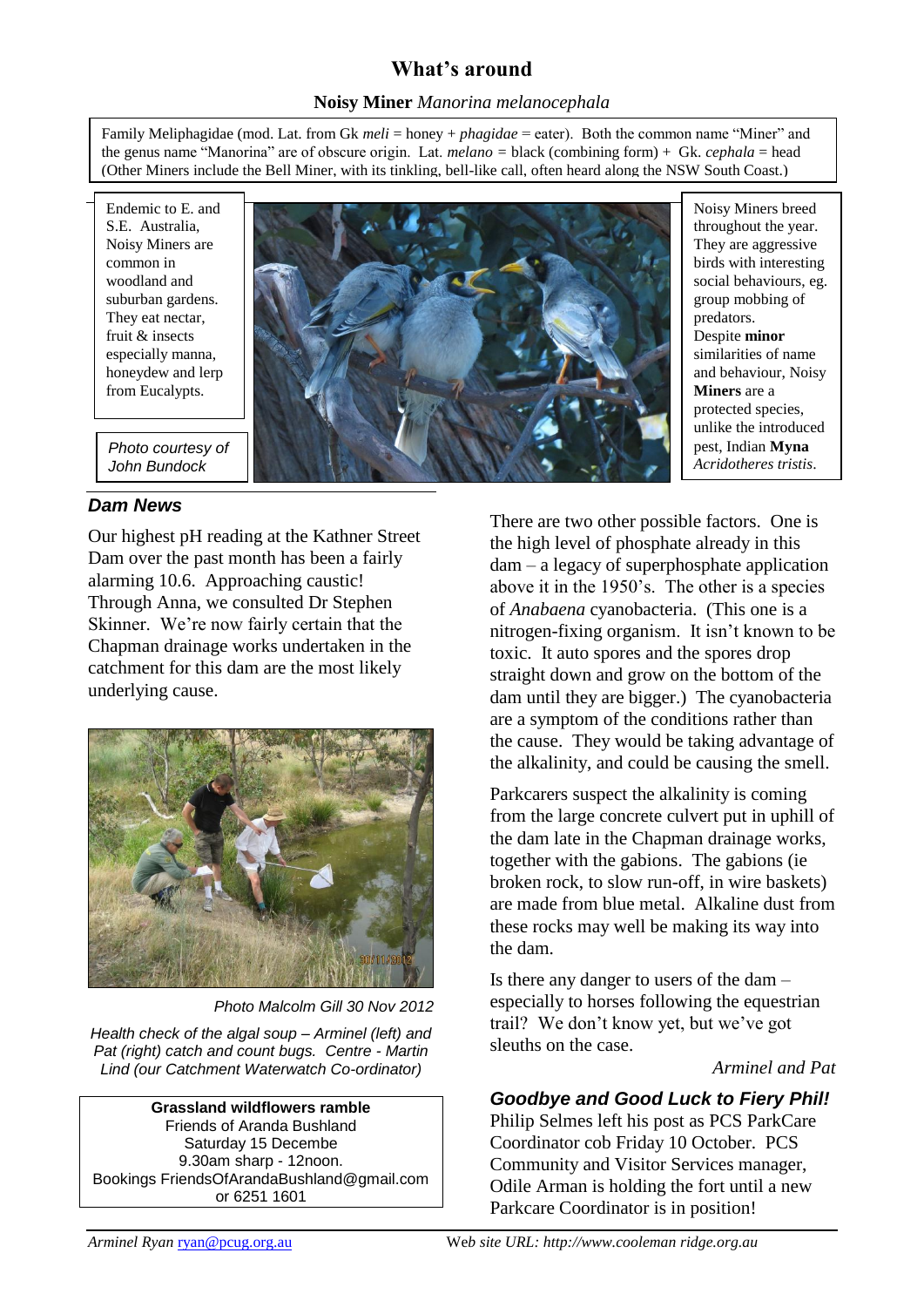# What's around

## Noisy Miner *Manorina melanocephala*

Family Meliphagidae (mod. Lat. from Gk *meli* = honey + *phagidae* = eater). Both the common name "Miner" and the genus name "Manorina" are of obscure origin. Lat. *melano* = black (combining form) + Gk. *cephala* = head (Other Miners include the Bell Miner, with its tinkling, bell-like call, often heard along the NSW South Coast.)

Endemic to E. and S.E. Australia, Noisy Miners are common in woodland and suburban gardens. They eat nectar, fruit & insects especially manna, honeydew and lerp from Eucalypts.

*Photo courtesy of John Bundock*

Noisy Miners breed throughout the year. They are aggressive birds with interesting social behaviours, eg. group mobbing of predators. Despite **minor** similarities of name and behaviour, Noisy **Miners** are a protected species, unlike the introduced pest, Indian **Myna** *Acridotheres tristis*.

### *Dam News*

Our highest pH reading at the Kathner Street Dam over the past month has been a fairly alarming 10.6. Approaching caustic! Through Anna, we consulted Dr Stephen Skinner. We're now fairly certain that the Chapman drainage works undertaken in the catchment for this dam are the most likely underlying cause.

*Photo Malcolm Gill 30 Nov 2012*

*Health check of the algal soup – Arminel (left) and Pat (right) catch and count bugs. Centre - Martin Lind (our Catchment Waterwatch Co-ordinator)*

There are two other possible factors. One is the high level of phosphate already in this dam – a legacy of superphosphate application above it in the 1950's. The other is a species of *Anabaena* cyanobacteria. (This one is a nitrogen-fixing organism. It isn't known to be toxic. It auto spores and the spores drop straight down and grow on the bottom of the dam until they are bigger.) The cyanobacteria are a symptom of the conditions rather than the cause. They would be taking advantage of the alkalinity, and could be causing the smell.

Parkcarers suspect the alkalinity is coming from the large concrete culvert put in uphill of the dam late in the Chapman drainage works, together with the gabions. The gabions (ie broken rock, to slow run-off, in wire baskets) are made from blue metal. Alkaline dust from these rocks may well be making its way into the dam.

Is there any danger to users of the dam – especially to horses following the equestrian trail? We don't know yet, but we've got sleuths on the case.

*Arminel and Pat*

**Grassland wildflowers ramble**
Friends of Aranda Bushland
Saturday 15 Decembe
9.30am sharp - 12noon.
Bookings FriendsOfArandaBushland@gmail.com or 6251 1601

### *Goodbye and Good Luck to Fiery Phil!*

Philip Selmes left his post as PCS ParkCare Coordinator cob Friday 10 October. PCS Community and Visitor Services manager, Odile Arman is holding the fort until a new Parkcare Coordinator is in position!

*Arminel Ryan* ryan@pcug.org.au     Web site URL: *http://www.cooleman ridge.org.au*